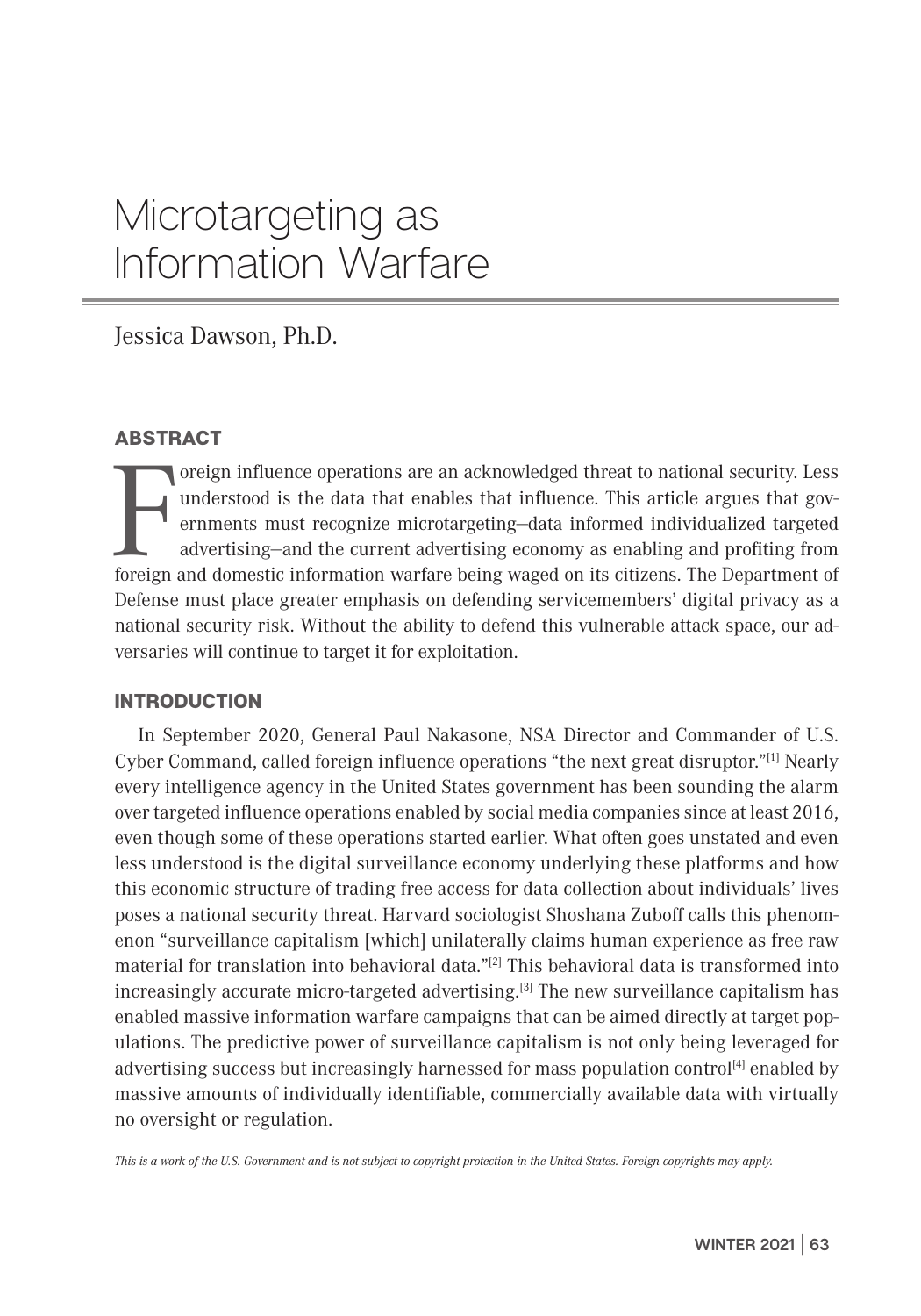# Microtargeting as Information Warfare

Jessica Dawson, Ph.D.

## ABSTRACT

Foreign influence operations are an acknowledged threat to national security. Less understood is the data that enables that influence. This article argues that governments must recognize microtargeting—data informed individualized targeted advertising—and the current advertising economy as enabling and profiting from foreign and domestic information warfare being waged on its citizens. The Department of Defense must place greater emphasis on defending servicemembers' digital privacy as a national security risk. Without the ability to defend this vulnerable attack space, our adversaries will continue to target it for exploitation.

## INTRODUCTION

In September 2020, General Paul Nakasone, NSA Director and Commander of U.S. Cyber Command, called foreign influence operations "the next great disruptor."[1] Nearly every intelligence agency in the United States government has been sounding the alarm over targeted influence operations enabled by social media companies since at least 2016, even though some of these operations started earlier. What often goes unstated and even less understood is the digital surveillance economy underlying these platforms and how this economic structure of trading free access for data collection about individuals' lives poses a national security threat. Harvard sociologist Shoshana Zuboff calls this phenomenon "surveillance capitalism [which] unilaterally claims human experience as free raw material for translation into behavioral data."[2] This behavioral data is transformed into increasingly accurate micro-targeted advertising.[3] The new surveillance capitalism has enabled massive information warfare campaigns that can be aimed directly at target populations. The predictive power of surveillance capitalism is not only being leveraged for advertising success but increasingly harnessed for mass population control[4] enabled by massive amounts of individually identifiable, commercially available data with virtually no oversight or regulation.

*This is a work of the U.S. Government and is not subject to copyright protection in the United States. Foreign copyrights may apply.*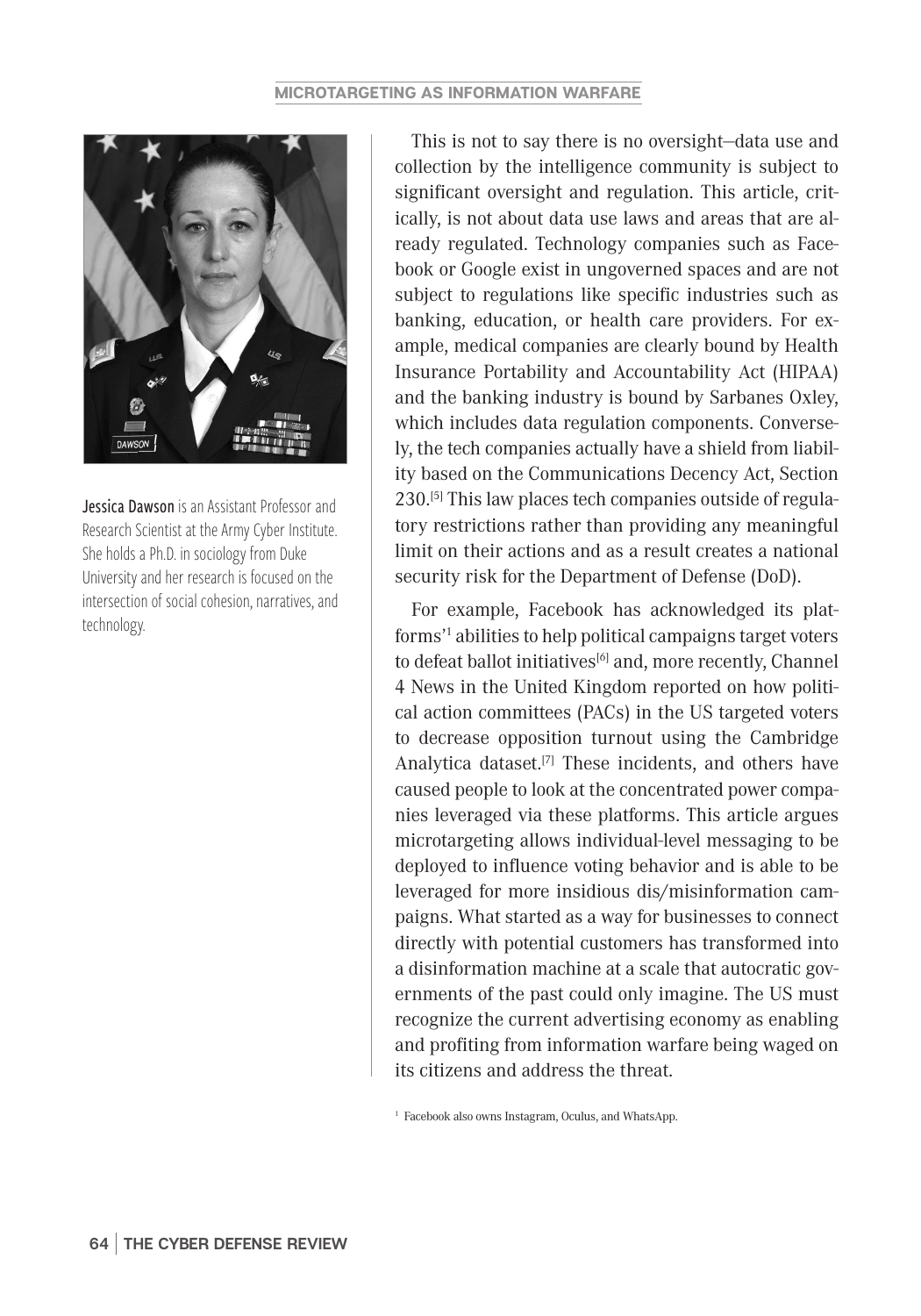Jessica Dawson is an Assistant Professor and Research Scientist at the Army Cyber Institute. She holds a Ph.D. in sociology from Duke University and her research is focused on the intersection of social cohesion, narratives, and technology.

This is not to say there is no oversight—data use and collection by the intelligence community is subject to significant oversight and regulation. This article, critically, is not about data use laws and areas that are already regulated. Technology companies such as Facebook or Google exist in ungoverned spaces and are not subject to regulations like specific industries such as banking, education, or health care providers. For example, medical companies are clearly bound by Health Insurance Portability and Accountability Act (HIPAA) and the banking industry is bound by Sarbanes Oxley, which includes data regulation components. Conversely, the tech companies actually have a shield from liability based on the Communications Decency Act, Section 230.[5] This law places tech companies outside of regulatory restrictions rather than providing any meaningful limit on their actions and as a result creates a national security risk for the Department of Defense (DoD).

For example, Facebook has acknowledged its platforms'[1] abilities to help political campaigns target voters to defeat ballot initiatives[6] and, more recently, Channel 4 News in the United Kingdom reported on how political action committees (PACs) in the US targeted voters to decrease opposition turnout using the Cambridge Analytica dataset.[7] These incidents, and others have caused people to look at the concentrated power companies leveraged via these platforms. This article argues microtargeting allows individual-level messaging to be deployed to influence voting behavior and is able to be leveraged for more insidious dis/misinformation campaigns. What started as a way for businesses to connect directly with potential customers has transformed into a disinformation machine at a scale that autocratic governments of the past could only imagine. The US must recognize the current advertising economy as enabling and profiting from information warfare being waged on its citizens and address the threat.

[1] Facebook also owns Instagram, Oculus, and WhatsApp.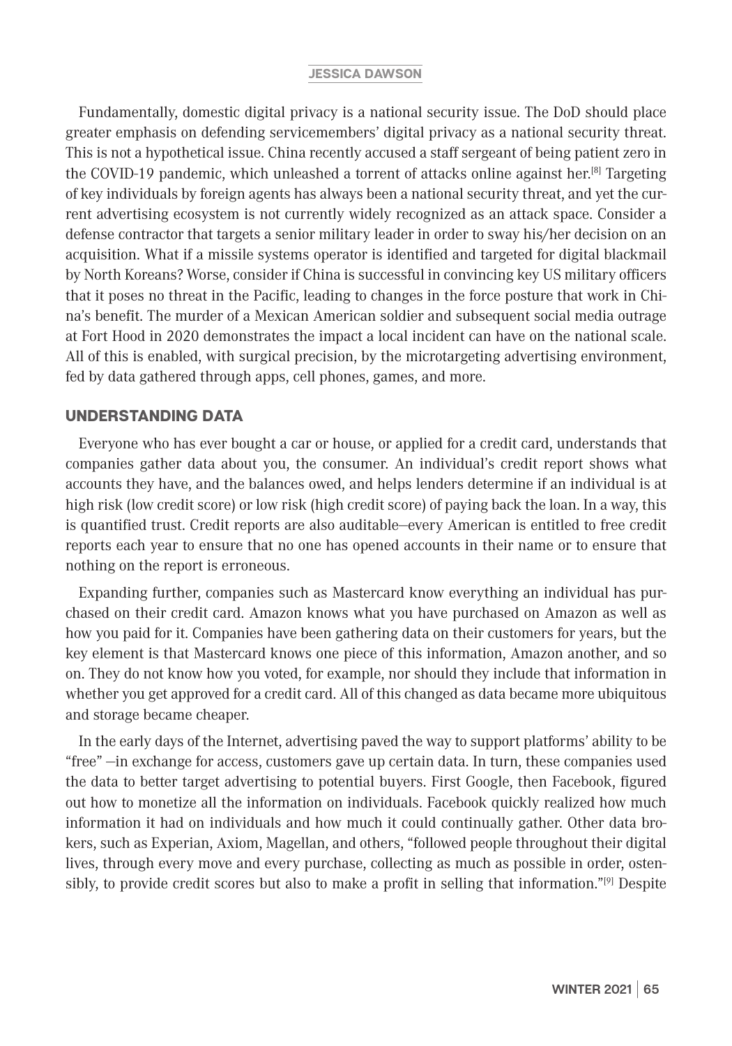Fundamentally, domestic digital privacy is a national security issue. The DoD should place greater emphasis on defending servicemembers' digital privacy as a national security threat. This is not a hypothetical issue. China recently accused a staff sergeant of being patient zero in the COVID-19 pandemic, which unleashed a torrent of attacks online against her.[8] Targeting of key individuals by foreign agents has always been a national security threat, and yet the current advertising ecosystem is not currently widely recognized as an attack space. Consider a defense contractor that targets a senior military leader in order to sway his/her decision on an acquisition. What if a missile systems operator is identified and targeted for digital blackmail by North Koreans? Worse, consider if China is successful in convincing key US military officers that it poses no threat in the Pacific, leading to changes in the force posture that work in China's benefit. The murder of a Mexican American soldier and subsequent social media outrage at Fort Hood in 2020 demonstrates the impact a local incident can have on the national scale. All of this is enabled, with surgical precision, by the microtargeting advertising environment, fed by data gathered through apps, cell phones, games, and more.

## UNDERSTANDING DATA

Everyone who has ever bought a car or house, or applied for a credit card, understands that companies gather data about you, the consumer. An individual's credit report shows what accounts they have, and the balances owed, and helps lenders determine if an individual is at high risk (low credit score) or low risk (high credit score) of paying back the loan. In a way, this is quantified trust. Credit reports are also auditable—every American is entitled to free credit reports each year to ensure that no one has opened accounts in their name or to ensure that nothing on the report is erroneous.

Expanding further, companies such as Mastercard know everything an individual has purchased on their credit card. Amazon knows what you have purchased on Amazon as well as how you paid for it. Companies have been gathering data on their customers for years, but the key element is that Mastercard knows one piece of this information, Amazon another, and so on. They do not know how you voted, for example, nor should they include that information in whether you get approved for a credit card. All of this changed as data became more ubiquitous and storage became cheaper.

In the early days of the Internet, advertising paved the way to support platforms' ability to be "free" —in exchange for access, customers gave up certain data. In turn, these companies used the data to better target advertising to potential buyers. First Google, then Facebook, figured out how to monetize all the information on individuals. Facebook quickly realized how much information it had on individuals and how much it could continually gather. Other data brokers, such as Experian, Axiom, Magellan, and others, "followed people throughout their digital lives, through every move and every purchase, collecting as much as possible in order, ostensibly, to provide credit scores but also to make a profit in selling that information."[9] Despite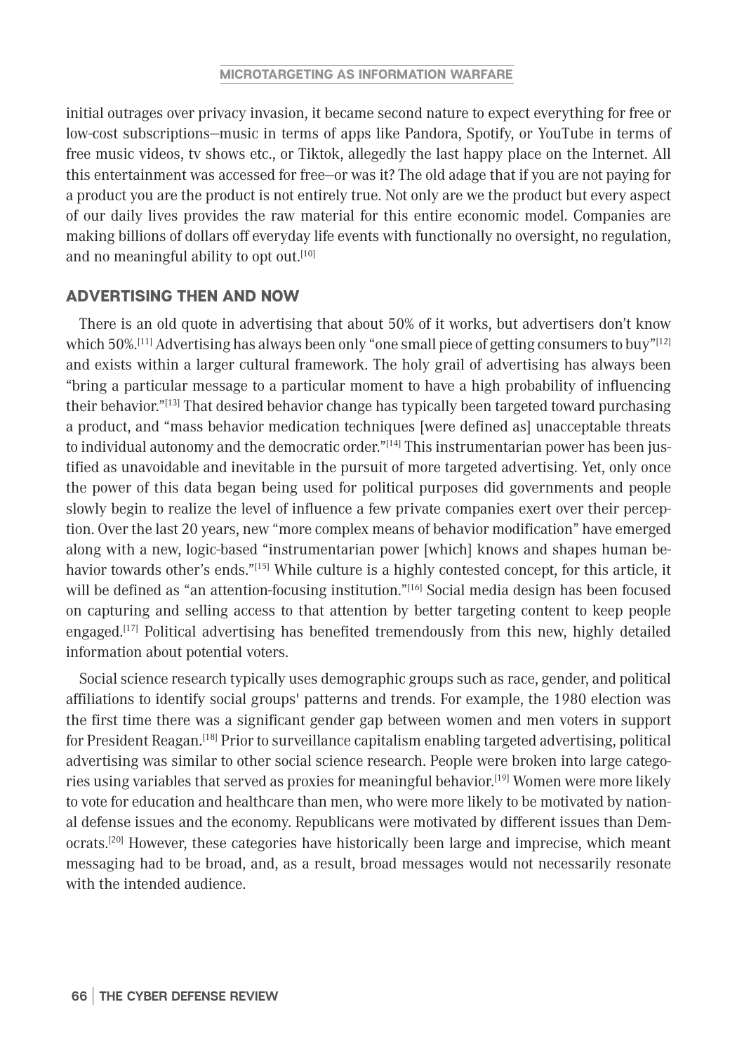initial outrages over privacy invasion, it became second nature to expect everything for free or low-cost subscriptions—music in terms of apps like Pandora, Spotify, or YouTube in terms of free music videos, tv shows etc., or Tiktok, allegedly the last happy place on the Internet. All this entertainment was accessed for free—or was it? The old adage that if you are not paying for a product you are the product is not entirely true. Not only are we the product but every aspect of our daily lives provides the raw material for this entire economic model. Companies are making billions of dollars off everyday life events with functionally no oversight, no regulation, and no meaningful ability to opt out.[10]

## ADVERTISING THEN AND NOW

There is an old quote in advertising that about 50% of it works, but advertisers don't know which 50%.[11] Advertising has always been only "one small piece of getting consumers to buy"[12] and exists within a larger cultural framework. The holy grail of advertising has always been "bring a particular message to a particular moment to have a high probability of influencing their behavior."[13] That desired behavior change has typically been targeted toward purchasing a product, and "mass behavior medication techniques [were defined as] unacceptable threats to individual autonomy and the democratic order."[14] This instrumentarian power has been justified as unavoidable and inevitable in the pursuit of more targeted advertising. Yet, only once the power of this data began being used for political purposes did governments and people slowly begin to realize the level of influence a few private companies exert over their perception. Over the last 20 years, new "more complex means of behavior modification" have emerged along with a new, logic-based "instrumentarian power [which] knows and shapes human behavior towards other's ends."[15] While culture is a highly contested concept, for this article, it will be defined as "an attention-focusing institution."[16] Social media design has been focused on capturing and selling access to that attention by better targeting content to keep people engaged.[17] Political advertising has benefited tremendously from this new, highly detailed information about potential voters.

Social science research typically uses demographic groups such as race, gender, and political affiliations to identify social groups' patterns and trends. For example, the 1980 election was the first time there was a significant gender gap between women and men voters in support for President Reagan.[18] Prior to surveillance capitalism enabling targeted advertising, political advertising was similar to other social science research. People were broken into large categories using variables that served as proxies for meaningful behavior.[19] Women were more likely to vote for education and healthcare than men, who were more likely to be motivated by national defense issues and the economy. Republicans were motivated by different issues than Democrats.[20] However, these categories have historically been large and imprecise, which meant messaging had to be broad, and, as a result, broad messages would not necessarily resonate with the intended audience.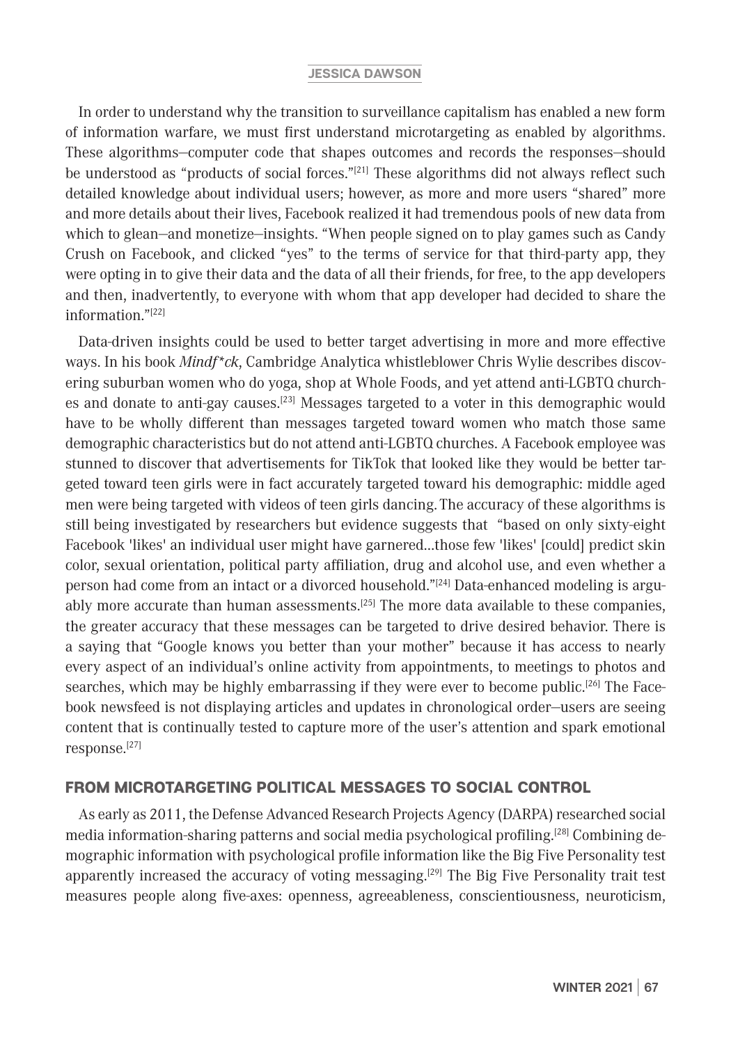In order to understand why the transition to surveillance capitalism has enabled a new form of information warfare, we must first understand microtargeting as enabled by algorithms. These algorithms—computer code that shapes outcomes and records the responses—should be understood as "products of social forces."[21] These algorithms did not always reflect such detailed knowledge about individual users; however, as more and more users "shared" more and more details about their lives, Facebook realized it had tremendous pools of new data from which to glean—and monetize—insights. "When people signed on to play games such as Candy Crush on Facebook, and clicked "yes" to the terms of service for that third-party app, they were opting in to give their data and the data of all their friends, for free, to the app developers and then, inadvertently, to everyone with whom that app developer had decided to share the information."[22]

Data-driven insights could be used to better target advertising in more and more effective ways. In his book *Mindf*ck*, Cambridge Analytica whistleblower Chris Wylie describes discovering suburban women who do yoga, shop at Whole Foods, and yet attend anti-LGBTQ churches and donate to anti-gay causes.[23] Messages targeted to a voter in this demographic would have to be wholly different than messages targeted toward women who match those same demographic characteristics but do not attend anti-LGBTQ churches. A Facebook employee was stunned to discover that advertisements for TikTok that looked like they would be better targeted toward teen girls were in fact accurately targeted toward his demographic: middle aged men were being targeted with videos of teen girls dancing. The accuracy of these algorithms is still being investigated by researchers but evidence suggests that "based on only sixty-eight Facebook 'likes' an individual user might have garnered...those few 'likes' [could] predict skin color, sexual orientation, political party affiliation, drug and alcohol use, and even whether a person had come from an intact or a divorced household."[24] Data-enhanced modeling is arguably more accurate than human assessments.[25] The more data available to these companies, the greater accuracy that these messages can be targeted to drive desired behavior. There is a saying that "Google knows you better than your mother" because it has access to nearly every aspect of an individual's online activity from appointments, to meetings to photos and searches, which may be highly embarrassing if they were ever to become public.[26] The Facebook newsfeed is not displaying articles and updates in chronological order—users are seeing content that is continually tested to capture more of the user's attention and spark emotional response.[27]

## FROM MICROTARGETING POLITICAL MESSAGES TO SOCIAL CONTROL

As early as 2011, the Defense Advanced Research Projects Agency (DARPA) researched social media information-sharing patterns and social media psychological profiling.[28] Combining demographic information with psychological profile information like the Big Five Personality test apparently increased the accuracy of voting messaging.[29] The Big Five Personality trait test measures people along five-axes: openness, agreeableness, conscientiousness, neuroticism,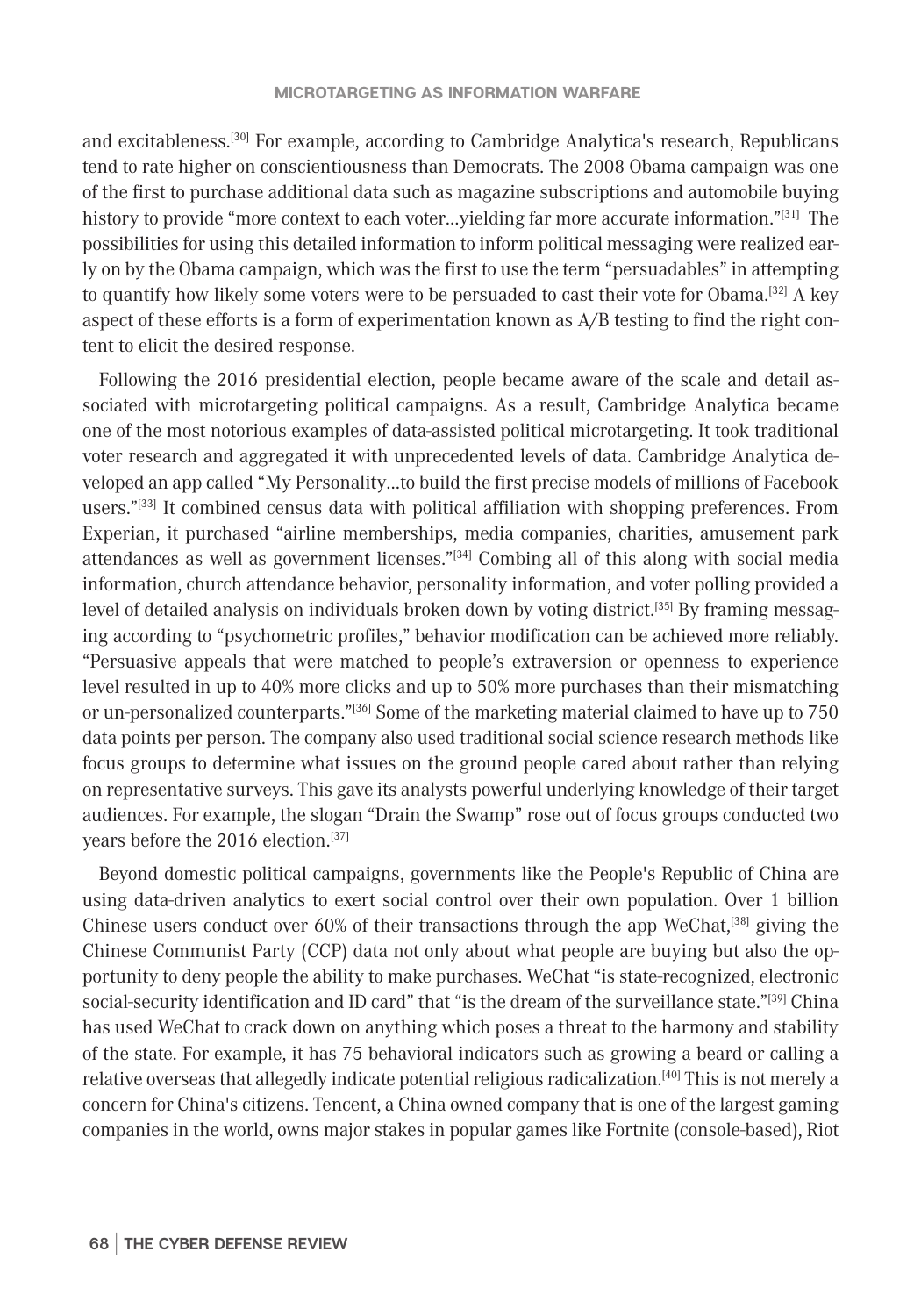and excitableness.[30] For example, according to Cambridge Analytica's research, Republicans tend to rate higher on conscientiousness than Democrats. The 2008 Obama campaign was one of the first to purchase additional data such as magazine subscriptions and automobile buying history to provide "more context to each voter...yielding far more accurate information."[31] The possibilities for using this detailed information to inform political messaging were realized early on by the Obama campaign, which was the first to use the term "persuadables" in attempting to quantify how likely some voters were to be persuaded to cast their vote for Obama.[32] A key aspect of these efforts is a form of experimentation known as A/B testing to find the right content to elicit the desired response.

Following the 2016 presidential election, people became aware of the scale and detail associated with microtargeting political campaigns. As a result, Cambridge Analytica became one of the most notorious examples of data-assisted political microtargeting. It took traditional voter research and aggregated it with unprecedented levels of data. Cambridge Analytica developed an app called "My Personality...to build the first precise models of millions of Facebook users."[33] It combined census data with political affiliation with shopping preferences. From Experian, it purchased "airline memberships, media companies, charities, amusement park attendances as well as government licenses."[34] Combing all of this along with social media information, church attendance behavior, personality information, and voter polling provided a level of detailed analysis on individuals broken down by voting district.[35] By framing messaging according to "psychometric profiles," behavior modification can be achieved more reliably. "Persuasive appeals that were matched to people's extraversion or openness to experience level resulted in up to 40% more clicks and up to 50% more purchases than their mismatching or un-personalized counterparts."[36] Some of the marketing material claimed to have up to 750 data points per person. The company also used traditional social science research methods like focus groups to determine what issues on the ground people cared about rather than relying on representative surveys. This gave its analysts powerful underlying knowledge of their target audiences. For example, the slogan "Drain the Swamp" rose out of focus groups conducted two years before the 2016 election.[37]

Beyond domestic political campaigns, governments like the People's Republic of China are using data-driven analytics to exert social control over their own population. Over 1 billion Chinese users conduct over 60% of their transactions through the app WeChat,[38] giving the Chinese Communist Party (CCP) data not only about what people are buying but also the opportunity to deny people the ability to make purchases. WeChat "is state-recognized, electronic social-security identification and ID card" that "is the dream of the surveillance state."[39] China has used WeChat to crack down on anything which poses a threat to the harmony and stability of the state. For example, it has 75 behavioral indicators such as growing a beard or calling a relative overseas that allegedly indicate potential religious radicalization.[40] This is not merely a concern for China's citizens. Tencent, a China owned company that is one of the largest gaming companies in the world, owns major stakes in popular games like Fortnite (console-based), Riot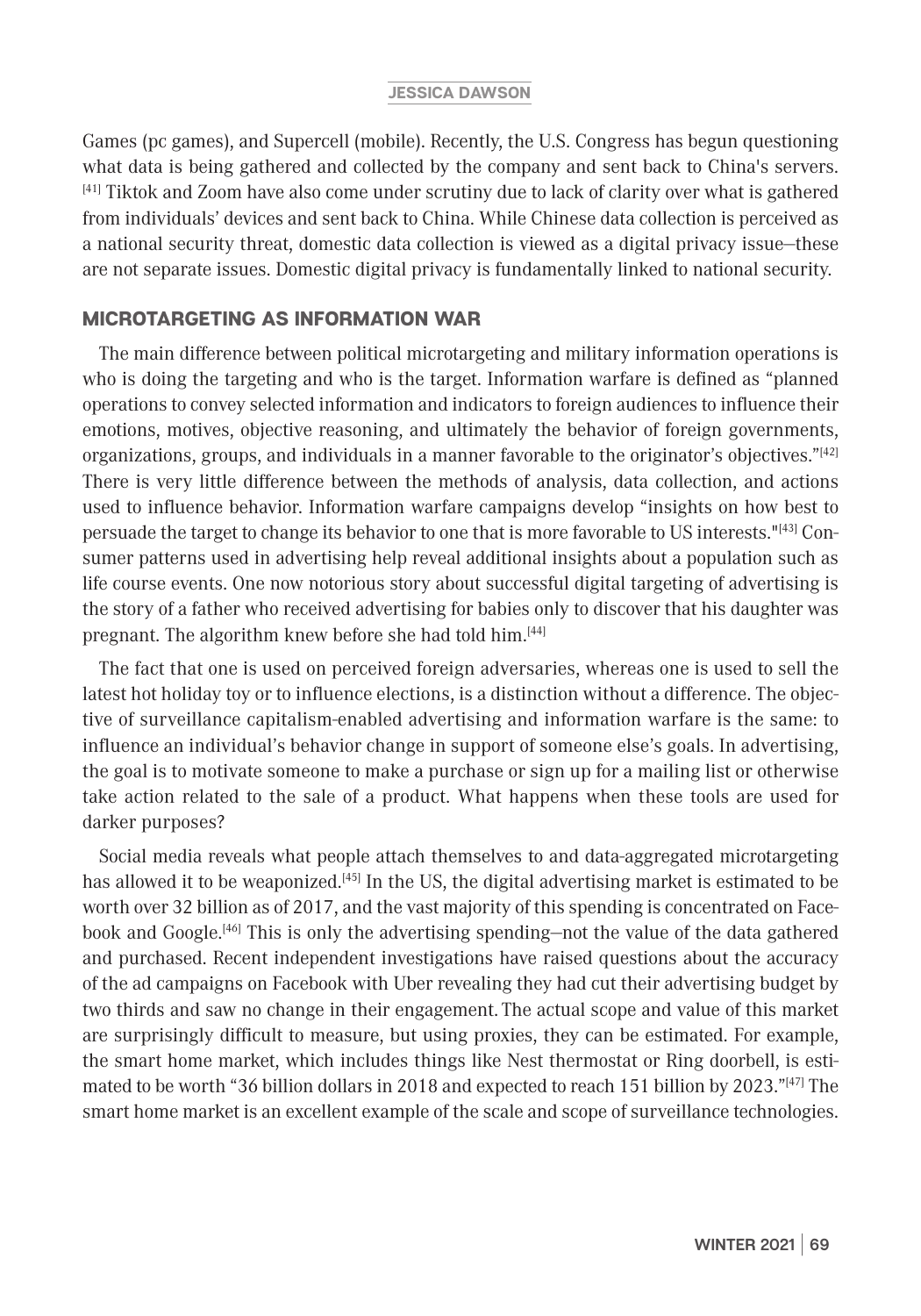Games (pc games), and Supercell (mobile). Recently, the U.S. Congress has begun questioning what data is being gathered and collected by the company and sent back to China's servers.[41] Tiktok and Zoom have also come under scrutiny due to lack of clarity over what is gathered from individuals' devices and sent back to China. While Chinese data collection is perceived as a national security threat, domestic data collection is viewed as a digital privacy issue—these are not separate issues. Domestic digital privacy is fundamentally linked to national security.

## MICROTARGETING AS INFORMATION WAR

The main difference between political microtargeting and military information operations is who is doing the targeting and who is the target. Information warfare is defined as "planned operations to convey selected information and indicators to foreign audiences to influence their emotions, motives, objective reasoning, and ultimately the behavior of foreign governments, organizations, groups, and individuals in a manner favorable to the originator's objectives."[42] There is very little difference between the methods of analysis, data collection, and actions used to influence behavior. Information warfare campaigns develop "insights on how best to persuade the target to change its behavior to one that is more favorable to US interests."[43] Consumer patterns used in advertising help reveal additional insights about a population such as life course events. One now notorious story about successful digital targeting of advertising is the story of a father who received advertising for babies only to discover that his daughter was pregnant. The algorithm knew before she had told him.[44]

The fact that one is used on perceived foreign adversaries, whereas one is used to sell the latest hot holiday toy or to influence elections, is a distinction without a difference. The objective of surveillance capitalism-enabled advertising and information warfare is the same: to influence an individual's behavior change in support of someone else's goals. In advertising, the goal is to motivate someone to make a purchase or sign up for a mailing list or otherwise take action related to the sale of a product. What happens when these tools are used for darker purposes?

Social media reveals what people attach themselves to and data-aggregated microtargeting has allowed it to be weaponized.[45] In the US, the digital advertising market is estimated to be worth over 32 billion as of 2017, and the vast majority of this spending is concentrated on Facebook and Google.[46] This is only the advertising spending—not the value of the data gathered and purchased. Recent independent investigations have raised questions about the accuracy of the ad campaigns on Facebook with Uber revealing they had cut their advertising budget by two thirds and saw no change in their engagement. The actual scope and value of this market are surprisingly difficult to measure, but using proxies, they can be estimated. For example, the smart home market, which includes things like Nest thermostat or Ring doorbell, is estimated to be worth "36 billion dollars in 2018 and expected to reach 151 billion by 2023."[47] The smart home market is an excellent example of the scale and scope of surveillance technologies.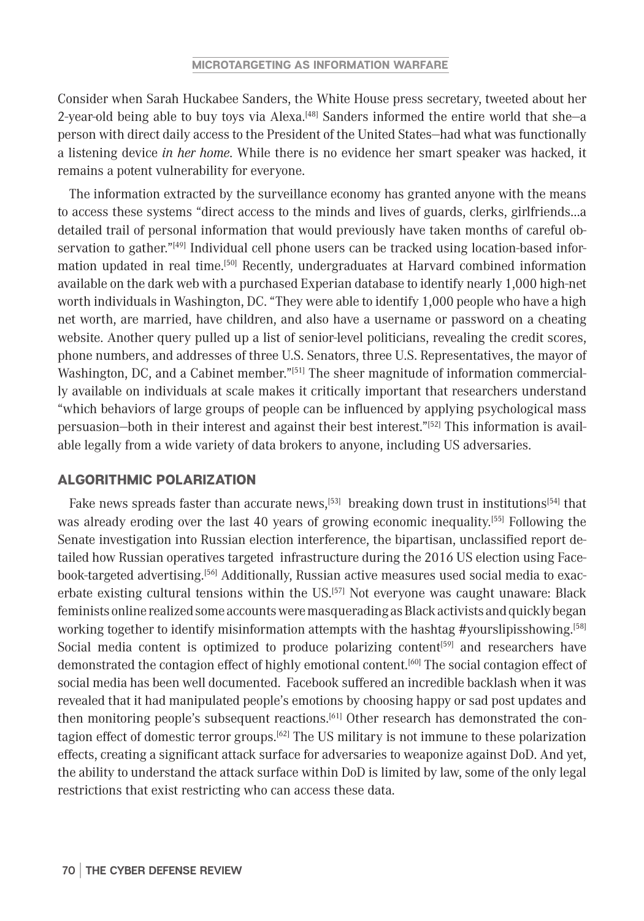Consider when Sarah Huckabee Sanders, the White House press secretary, tweeted about her 2-year-old being able to buy toys via Alexa.[48] Sanders informed the entire world that she—a person with direct daily access to the President of the United States—had what was functionally a listening device *in her home*. While there is no evidence her smart speaker was hacked, it remains a potent vulnerability for everyone.

The information extracted by the surveillance economy has granted anyone with the means to access these systems "direct access to the minds and lives of guards, clerks, girlfriends...a detailed trail of personal information that would previously have taken months of careful observation to gather."[49] Individual cell phone users can be tracked using location-based information updated in real time.[50] Recently, undergraduates at Harvard combined information available on the dark web with a purchased Experian database to identify nearly 1,000 high-net worth individuals in Washington, DC. "They were able to identify 1,000 people who have a high net worth, are married, have children, and also have a username or password on a cheating website. Another query pulled up a list of senior-level politicians, revealing the credit scores, phone numbers, and addresses of three U.S. Senators, three U.S. Representatives, the mayor of Washington, DC, and a Cabinet member."[51] The sheer magnitude of information commercially available on individuals at scale makes it critically important that researchers understand "which behaviors of large groups of people can be influenced by applying psychological mass persuasion—both in their interest and against their best interest."[52] This information is available legally from a wide variety of data brokers to anyone, including US adversaries.

## ALGORITHMIC POLARIZATION

Fake news spreads faster than accurate news,[53] breaking down trust in institutions[54] that was already eroding over the last 40 years of growing economic inequality.[55] Following the Senate investigation into Russian election interference, the bipartisan, unclassified report detailed how Russian operatives targeted infrastructure during the 2016 US election using Facebook-targeted advertising.[56] Additionally, Russian active measures used social media to exacerbate existing cultural tensions within the US.[57] Not everyone was caught unaware: Black feminists online realized some accounts were masquerading as Black activists and quickly began working together to identify misinformation attempts with the hashtag #yourslipisshowing.[58] Social media content is optimized to produce polarizing content[59] and researchers have demonstrated the contagion effect of highly emotional content.[60] The social contagion effect of social media has been well documented. Facebook suffered an incredible backlash when it was revealed that it had manipulated people's emotions by choosing happy or sad post updates and then monitoring people's subsequent reactions.[61] Other research has demonstrated the contagion effect of domestic terror groups.[62] The US military is not immune to these polarization effects, creating a significant attack surface for adversaries to weaponize against DoD. And yet, the ability to understand the attack surface within DoD is limited by law, some of the only legal restrictions that exist restricting who can access these data.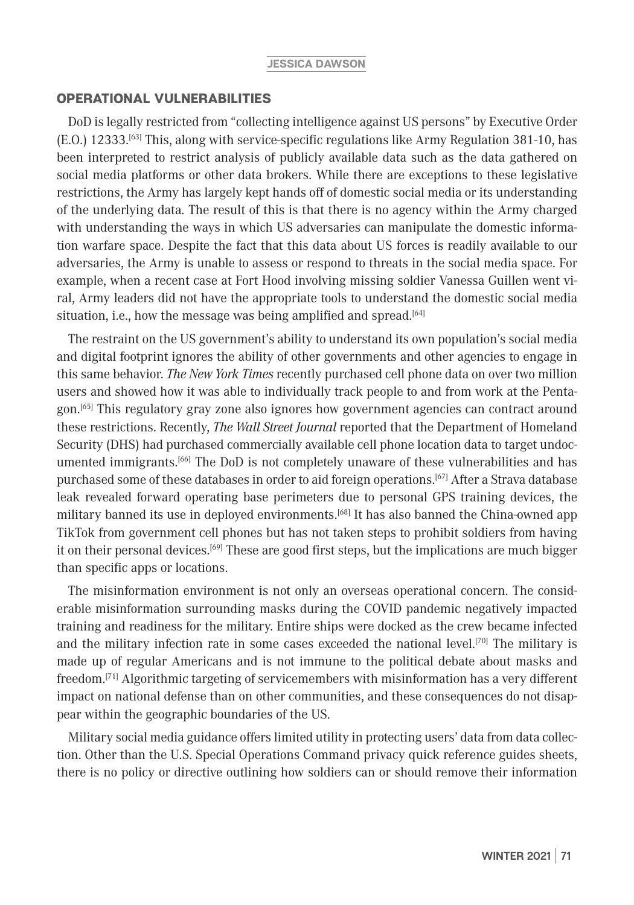## OPERATIONAL VULNERABILITIES

DoD is legally restricted from "collecting intelligence against US persons" by Executive Order (E.O.) 12333.[63] This, along with service-specific regulations like Army Regulation 381-10, has been interpreted to restrict analysis of publicly available data such as the data gathered on social media platforms or other data brokers. While there are exceptions to these legislative restrictions, the Army has largely kept hands off of domestic social media or its understanding of the underlying data. The result of this is that there is no agency within the Army charged with understanding the ways in which US adversaries can manipulate the domestic information warfare space. Despite the fact that this data about US forces is readily available to our adversaries, the Army is unable to assess or respond to threats in the social media space. For example, when a recent case at Fort Hood involving missing soldier Vanessa Guillen went viral, Army leaders did not have the appropriate tools to understand the domestic social media situation, i.e., how the message was being amplified and spread.[64]

The restraint on the US government's ability to understand its own population's social media and digital footprint ignores the ability of other governments and other agencies to engage in this same behavior. *The New York Times* recently purchased cell phone data on over two million users and showed how it was able to individually track people to and from work at the Pentagon.[65] This regulatory gray zone also ignores how government agencies can contract around these restrictions. Recently, *The Wall Street Journal* reported that the Department of Homeland Security (DHS) had purchased commercially available cell phone location data to target undocumented immigrants.[66] The DoD is not completely unaware of these vulnerabilities and has purchased some of these databases in order to aid foreign operations.[67] After a Strava database leak revealed forward operating base perimeters due to personal GPS training devices, the military banned its use in deployed environments.[68] It has also banned the China-owned app TikTok from government cell phones but has not taken steps to prohibit soldiers from having it on their personal devices.[69] These are good first steps, but the implications are much bigger than specific apps or locations.

The misinformation environment is not only an overseas operational concern. The considerable misinformation surrounding masks during the COVID pandemic negatively impacted training and readiness for the military. Entire ships were docked as the crew became infected and the military infection rate in some cases exceeded the national level.[70] The military is made up of regular Americans and is not immune to the political debate about masks and freedom.[71] Algorithmic targeting of servicemembers with misinformation has a very different impact on national defense than on other communities, and these consequences do not disappear within the geographic boundaries of the US.

Military social media guidance offers limited utility in protecting users' data from data collection. Other than the U.S. Special Operations Command privacy quick reference guides sheets, there is no policy or directive outlining how soldiers can or should remove their information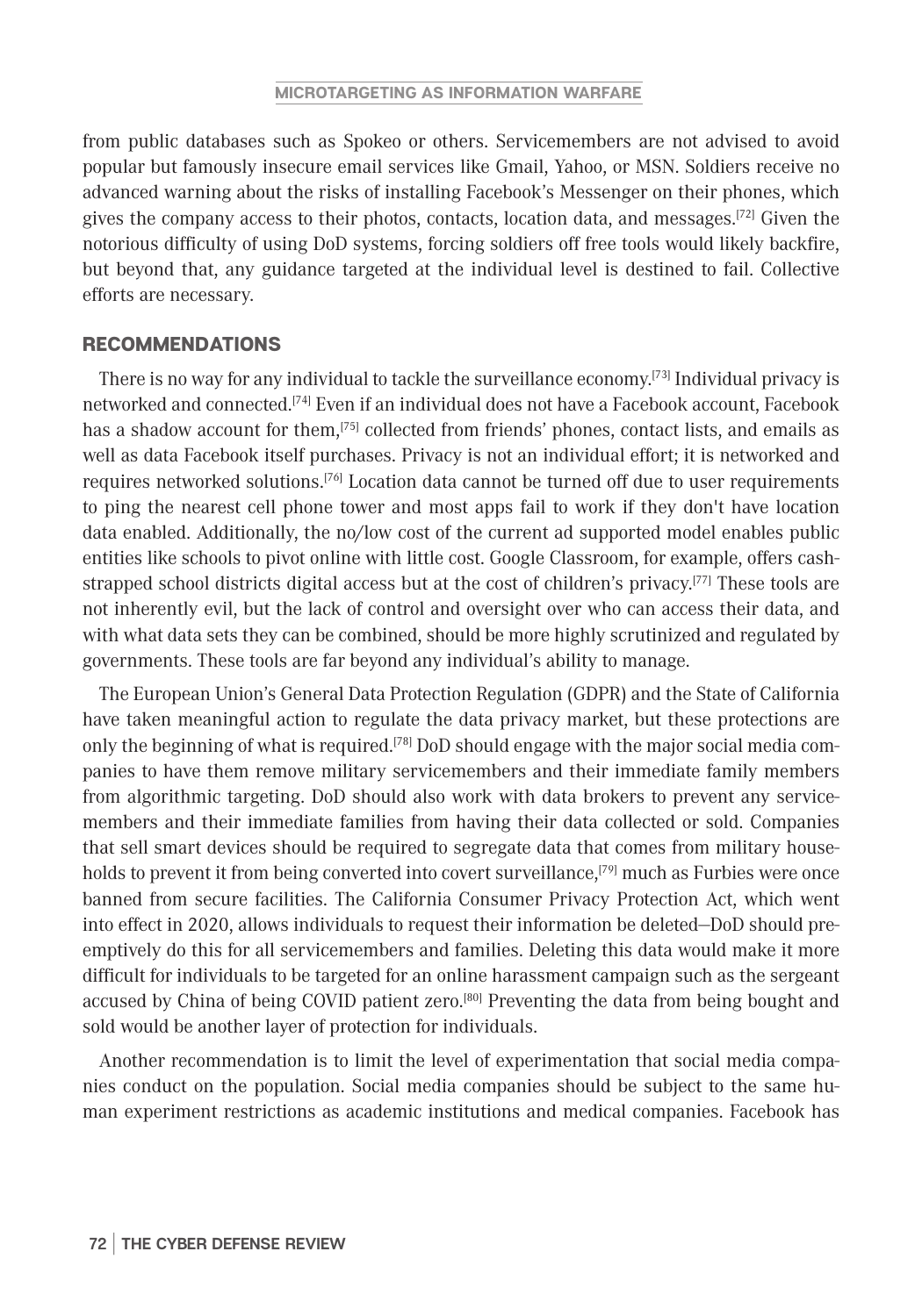from public databases such as Spokeo or others. Servicemembers are not advised to avoid popular but famously insecure email services like Gmail, Yahoo, or MSN. Soldiers receive no advanced warning about the risks of installing Facebook's Messenger on their phones, which gives the company access to their photos, contacts, location data, and messages.[72] Given the notorious difficulty of using DoD systems, forcing soldiers off free tools would likely backfire, but beyond that, any guidance targeted at the individual level is destined to fail. Collective efforts are necessary.

## RECOMMENDATIONS

There is no way for any individual to tackle the surveillance economy.[73] Individual privacy is networked and connected.[74] Even if an individual does not have a Facebook account, Facebook has a shadow account for them,[75] collected from friends' phones, contact lists, and emails as well as data Facebook itself purchases. Privacy is not an individual effort; it is networked and requires networked solutions.[76] Location data cannot be turned off due to user requirements to ping the nearest cell phone tower and most apps fail to work if they don't have location data enabled. Additionally, the no/low cost of the current ad supported model enables public entities like schools to pivot online with little cost. Google Classroom, for example, offers cash-strapped school districts digital access but at the cost of children's privacy.[77] These tools are not inherently evil, but the lack of control and oversight over who can access their data, and with what data sets they can be combined, should be more highly scrutinized and regulated by governments. These tools are far beyond any individual's ability to manage.

The European Union's General Data Protection Regulation (GDPR) and the State of California have taken meaningful action to regulate the data privacy market, but these protections are only the beginning of what is required.[78] DoD should engage with the major social media companies to have them remove military servicemembers and their immediate family members from algorithmic targeting. DoD should also work with data brokers to prevent any servicemembers and their immediate families from having their data collected or sold. Companies that sell smart devices should be required to segregate data that comes from military households to prevent it from being converted into covert surveillance,[79] much as Furbies were once banned from secure facilities. The California Consumer Privacy Protection Act, which went into effect in 2020, allows individuals to request their information be deleted—DoD should preemptively do this for all servicemembers and families. Deleting this data would make it more difficult for individuals to be targeted for an online harassment campaign such as the sergeant accused by China of being COVID patient zero.[80] Preventing the data from being bought and sold would be another layer of protection for individuals.

Another recommendation is to limit the level of experimentation that social media companies conduct on the population. Social media companies should be subject to the same human experiment restrictions as academic institutions and medical companies. Facebook has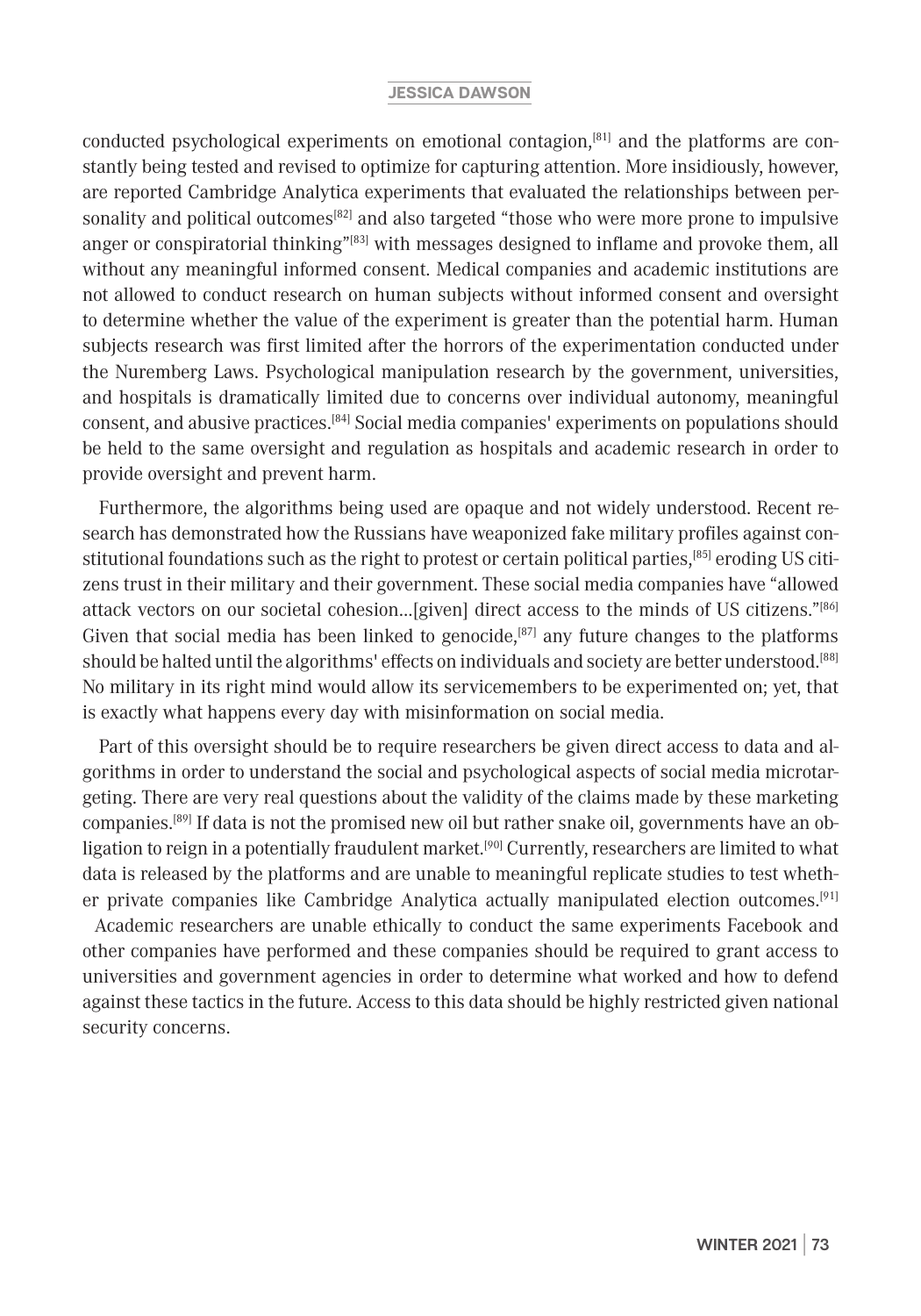conducted psychological experiments on emotional contagion,[81] and the platforms are constantly being tested and revised to optimize for capturing attention. More insidiously, however, are reported Cambridge Analytica experiments that evaluated the relationships between personality and political outcomes[82] and also targeted "those who were more prone to impulsive anger or conspiratorial thinking"[83] with messages designed to inflame and provoke them, all without any meaningful informed consent. Medical companies and academic institutions are not allowed to conduct research on human subjects without informed consent and oversight to determine whether the value of the experiment is greater than the potential harm. Human subjects research was first limited after the horrors of the experimentation conducted under the Nuremberg Laws. Psychological manipulation research by the government, universities, and hospitals is dramatically limited due to concerns over individual autonomy, meaningful consent, and abusive practices.[84] Social media companies' experiments on populations should be held to the same oversight and regulation as hospitals and academic research in order to provide oversight and prevent harm.

Furthermore, the algorithms being used are opaque and not widely understood. Recent research has demonstrated how the Russians have weaponized fake military profiles against constitutional foundations such as the right to protest or certain political parties,[85] eroding US citizens trust in their military and their government. These social media companies have "allowed attack vectors on our societal cohesion...[given] direct access to the minds of US citizens."[86] Given that social media has been linked to genocide,[87] any future changes to the platforms should be halted until the algorithms' effects on individuals and society are better understood.[88] No military in its right mind would allow its servicemembers to be experimented on; yet, that is exactly what happens every day with misinformation on social media.

Part of this oversight should be to require researchers be given direct access to data and algorithms in order to understand the social and psychological aspects of social media microtargeting. There are very real questions about the validity of the claims made by these marketing companies.[89] If data is not the promised new oil but rather snake oil, governments have an obligation to reign in a potentially fraudulent market.[90] Currently, researchers are limited to what data is released by the platforms and are unable to meaningful replicate studies to test whether private companies like Cambridge Analytica actually manipulated election outcomes.[91] Academic researchers are unable ethically to conduct the same experiments Facebook and other companies have performed and these companies should be required to grant access to universities and government agencies in order to determine what worked and how to defend against these tactics in the future. Access to this data should be highly restricted given national security concerns.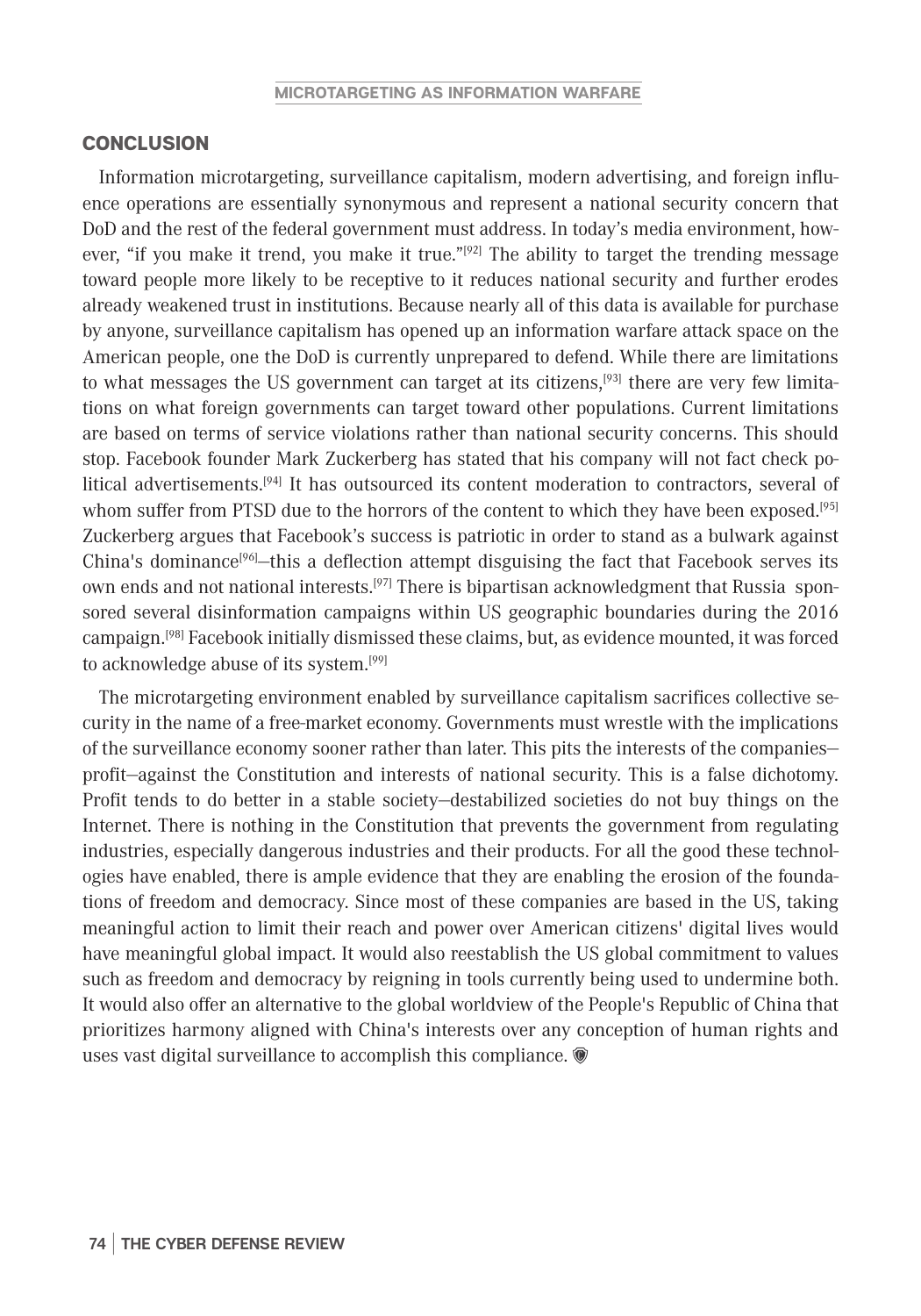## CONCLUSION

Information microtargeting, surveillance capitalism, modern advertising, and foreign influence operations are essentially synonymous and represent a national security concern that DoD and the rest of the federal government must address. In today's media environment, however, "if you make it trend, you make it true."[92] The ability to target the trending message toward people more likely to be receptive to it reduces national security and further erodes already weakened trust in institutions. Because nearly all of this data is available for purchase by anyone, surveillance capitalism has opened up an information warfare attack space on the American people, one the DoD is currently unprepared to defend. While there are limitations to what messages the US government can target at its citizens,[93] there are very few limitations on what foreign governments can target toward other populations. Current limitations are based on terms of service violations rather than national security concerns. This should stop. Facebook founder Mark Zuckerberg has stated that his company will not fact check political advertisements.[94] It has outsourced its content moderation to contractors, several of whom suffer from PTSD due to the horrors of the content to which they have been exposed.[95] Zuckerberg argues that Facebook's success is patriotic in order to stand as a bulwark against China's dominance[96]—this a deflection attempt disguising the fact that Facebook serves its own ends and not national interests.[97] There is bipartisan acknowledgment that Russia sponsored several disinformation campaigns within US geographic boundaries during the 2016 campaign.[98] Facebook initially dismissed these claims, but, as evidence mounted, it was forced to acknowledge abuse of its system.[99]

The microtargeting environment enabled by surveillance capitalism sacrifices collective security in the name of a free-market economy. Governments must wrestle with the implications of the surveillance economy sooner rather than later. This pits the interests of the companies—profit—against the Constitution and interests of national security. This is a false dichotomy. Profit tends to do better in a stable society—destabilized societies do not buy things on the Internet. There is nothing in the Constitution that prevents the government from regulating industries, especially dangerous industries and their products. For all the good these technologies have enabled, there is ample evidence that they are enabling the erosion of the foundations of freedom and democracy. Since most of these companies are based in the US, taking meaningful action to limit their reach and power over American citizens' digital lives would have meaningful global impact. It would also reestablish the US global commitment to values such as freedom and democracy by reigning in tools currently being used to undermine both. It would also offer an alternative to the global worldview of the People's Republic of China that prioritizes harmony aligned with China's interests over any conception of human rights and uses vast digital surveillance to accomplish this compliance.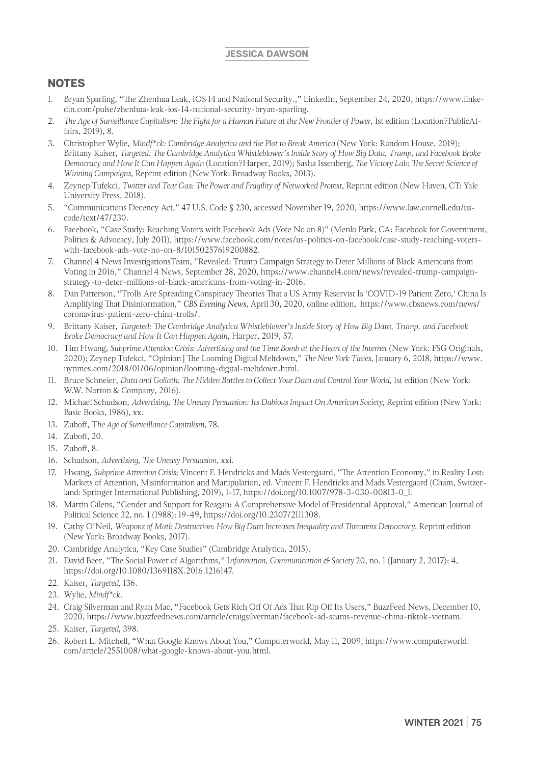## NOTES

1. Bryan Sparling, "The Zhenhua Leak, IOS 14 and National Security.," LinkedIn, September 24, 2020, https://www.linkedin.com/pulse/zhenhua-leak-ios-14-national-security-bryan-sparling.
2. *The Age of Surveillance Capitalism: The Fight for a Human Future at the New Frontier of Power,* 1st edition (Location?PublicAffairs, 2019), 8.
3. Christopher Wylie, *Mindf*ck: Cambridge Analytica and the Plot to Break America* (New York: Random House, 2019); Brittany Kaiser, *Targeted: The Cambridge Analytica Whistleblower's Inside Story of How Big Data, Trump, and Facebook Broke Democracy and How It Can Happen Again* (Location?Harper, 2019); Sasha Issenberg, *The Victory Lab: The Secret Science of Winning Campaigns,* Reprint edition (New York: Broadway Books, 2013).
4. Zeynep Tufekci, *Twitter and Tear Gas: The Power and Fragility of Networked Protest*, Reprint edition (New Haven, CT: Yale University Press, 2018).
5. "Communications Decency Act," 47 U.S. Code § 230, accessed November 19, 2020, https://www.law.cornell.edu/uscode/text/47/230.
6. Facebook, "Case Study: Reaching Voters with Facebook Ads (Vote No on 8)" (Menlo Park, CA: Facebook for Government, Politics & Advocacy, July 2011), https://www.facebook.com/notes/us-politics-on-facebook/case-study-reaching-voters-with-facebook-ads-vote-no-on-8/10150257619200882.
7. Channel 4 News InvestigationsTeam, "Revealed: Trump Campaign Strategy to Deter Millions of Black Americans from Voting in 2016," Channel 4 News, September 28, 2020, https://www.channel4.com/news/revealed-trump-campaign-strategy-to-deter-millions-of-black-americans-from-voting-in-2016.
8. Dan Patterson, "Trolls Are Spreading Conspiracy Theories That a US Army Reservist Is 'COVID-19 Patient Zero,' China Is Amplifying That Disinformation," *CBS Evening News*, April 30, 2020, online edition, https://www.cbsnews.com/news/coronavirus-patient-zero-china-trolls/.
9. Brittany Kaiser, *Targeted: The Cambridge Analytica Whistleblower's Inside Story of How Big Data, Trump, and Facebook Broke Democracy and How It Can Happen Again*, Harper, 2019, 57.
10. Tim Hwang, *Subprime Attention Crisis: Advertising and the Time Bomb at the Heart of the Internet* (New York: FSG Originals, 2020); Zeynep Tufekci, "Opinion | The Looming Digital Meltdown," *The New York Times*, January 6, 2018, https://www.nytimes.com/2018/01/06/opinion/looming-digital-meltdown.html.
11. Bruce Schneier, *Data and Goliath: The Hidden Battles to Collect Your Data and Control Your World*, 1st edition (New York: W.W. Norton & Company, 2016).
12. Michael Schudson, *Advertising, The Uneasy Persuasion: Its Dubious Impact On American Society*, Reprint edition (New York: Basic Books, 1986), xx.
13. Zuboff, T*he Age of Surveillance Capitalism*, 78.
14. Zuboff, 20.
15. Zuboff, 8.
16. Schudson, *Advertising, The Uneasy Persuasion,* xxi.
17. Hwang, *Subprime Attention Crisis*; Vincent F. Hendricks and Mads Vestergaard, "The Attention Economy," in Reality Lost: Markets of Attention, Misinformation and Manipulation, ed. Vincent F. Hendricks and Mads Vestergaard (Cham, Switzerland: Springer International Publishing, 2019), 1-17, https://doi.org/10.1007/978-3-030-00813-0_1.
18. Martin Gilens, "Gender and Support for Reagan: A Comprehensive Model of Presidential Approval," American Journal of Political Science 32, no. 1 (1988): 19-49, https://doi.org/10.2307/2111308.
19. Cathy O'Neil, *Weapons of Math Destruction: How Big Data Increases Inequality and Threatens Democracy*, Reprint edition (New York: Broadway Books, 2017).
20. Cambridge Analytica, "Key Case Studies" (Cambridge Analytica, 2015).
21. David Beer, "The Social Power of Algorithms," I*nformation, Communication & Society* 20, no. 1 (January 2, 2017): 4, https://doi.org/10.1080/1369118X.2016.1216147.
22. Kaiser, *Targeted*, 136.
23. Wylie, *Mindf*ck*.
24. Craig Silverman and Ryan Mac, "Facebook Gets Rich Off Of Ads That Rip Off Its Users," BuzzFeed News, December 10, 2020, https://www.buzzfeednews.com/article/craigsilverman/facebook-ad-scams-revenue-china-tiktok-vietnam.
25. Kaiser, *Targeted*, 398.
26. Robert L. Mitchell, "What Google Knows About You," Computerworld, May 11, 2009, https://www.computerworld.com/article/2551008/what-google-knows-about-you.html.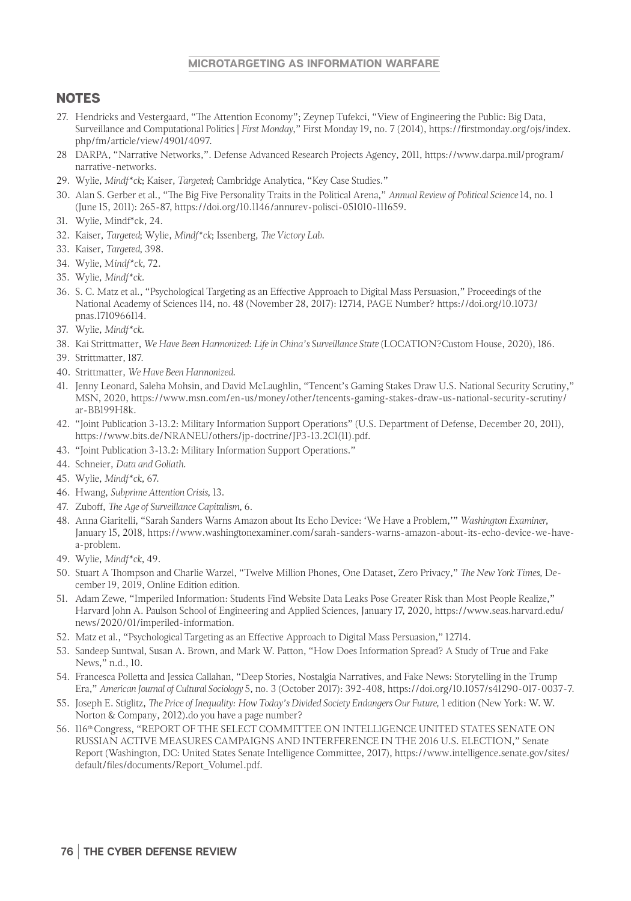## NOTES

27. Hendricks and Vestergaard, "The Attention Economy"; Zeynep Tufekci, "View of Engineering the Public: Big Data, Surveillance and Computational Politics | *First Monday*," First Monday 19, no. 7 (2014), https://firstmonday.org/ojs/index.php/fm/article/view/4901/4097.
28. DARPA, "Narrative Networks,". Defense Advanced Research Projects Agency, 2011, https://www.darpa.mil/program/narrative-networks.
29. Wylie, *Mindf*ck*; Kaiser, *Targeted*; Cambridge Analytica, "Key Case Studies."
30. Alan S. Gerber et al., "The Big Five Personality Traits in the Political Arena," *Annual Review of Political Science* 14, no. 1 (June 15, 2011): 265-87, https://doi.org/10.1146/annurev-polisci-051010-111659.
31. Wylie, Mindf*ck, 24.
32. Kaiser, *Targeted*; Wylie, *Mindf*ck*; Issenberg, *The Victory Lab*.
33. Kaiser, *Targeted*, 398.
34. Wylie, M*indf*ck*, 72.
35. Wylie, *Mindf*ck*.
36. S. C. Matz et al., "Psychological Targeting as an Effective Approach to Digital Mass Persuasion," Proceedings of the National Academy of Sciences 114, no. 48 (November 28, 2017): 12714, PAGE Number? https://doi.org/10.1073/pnas.1710966114.
37. Wylie, *Mindf*ck*.
38. Kai Strittmatter, *We Have Been Harmonized: Life in China's Surveillance State* (LOCATION?Custom House, 2020), 186.
39. Strittmatter, 187.
40. Strittmatter, *We Have Been Harmonized*.
41. Jenny Leonard, Saleha Mohsin, and David McLaughlin, "Tencent's Gaming Stakes Draw U.S. National Security Scrutiny," MSN, 2020, https://www.msn.com/en-us/money/other/tencents-gaming-stakes-draw-us-national-security-scrutiny/ar-BB199H8k.
42. "Joint Publication 3-13.2: Military Information Support Operations" (U.S. Department of Defense, December 20, 2011), https://www.bits.de/NRANEU/others/jp-doctrine/JP3-13.2C1(11).pdf.
43. "Joint Publication 3-13.2: Military Information Support Operations."
44. Schneier, *Data and Goliath*.
45. Wylie, *Mindf*ck*, 67.
46. Hwang, *Subprime Attention Crisis*, 13.
47. Zuboff, *The Age of Surveillance Capitalism*, 6.
48. Anna Giaritelli, "Sarah Sanders Warns Amazon about Its Echo Device: 'We Have a Problem,'" *Washington Examiner*, January 15, 2018, https://www.washingtonexaminer.com/sarah-sanders-warns-amazon-about-its-echo-device-we-have-a-problem.
49. Wylie, *Mindf*ck*, 49.
50. Stuart A Thompson and Charlie Warzel, "Twelve Million Phones, One Dataset, Zero Privacy," *The New York Times*, December 19, 2019, Online Edition edition.
51. Adam Zewe, "Imperiled Information: Students Find Website Data Leaks Pose Greater Risk than Most People Realize," Harvard John A. Paulson School of Engineering and Applied Sciences, January 17, 2020, https://www.seas.harvard.edu/news/2020/01/imperiled-information.
52. Matz et al., "Psychological Targeting as an Effective Approach to Digital Mass Persuasion," 12714.
53. Sandeep Suntwal, Susan A. Brown, and Mark W. Patton, "How Does Information Spread? A Study of True and Fake News," n.d., 10.
54. Francesca Polletta and Jessica Callahan, "Deep Stories, Nostalgia Narratives, and Fake News: Storytelling in the Trump Era," *American Journal of Cultural Sociology* 5, no. 3 (October 2017): 392-408, https://doi.org/10.1057/s41290-017-0037-7.
55. Joseph E. Stiglitz, *The Price of Inequality: How Today's Divided Society Endangers Our Future*, 1 edition (New York: W. W. Norton & Company, 2012).do you have a page number?
56. 116th Congress, "REPORT OF THE SELECT COMMITTEE ON INTELLIGENCE UNITED STATES SENATE ON RUSSIAN ACTIVE MEASURES CAMPAIGNS AND INTERFERENCE IN THE 2016 U.S. ELECTION," Senate Report (Washington, DC: United States Senate Intelligence Committee, 2017), https://www.intelligence.senate.gov/sites/default/files/documents/Report_Volume1.pdf.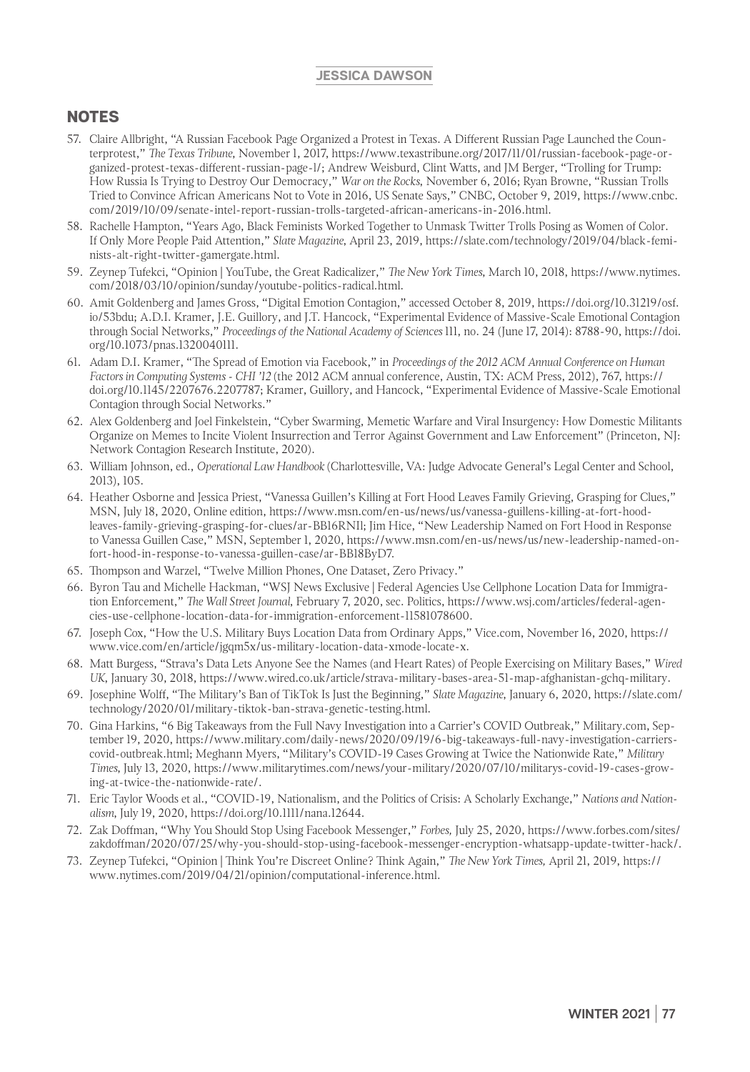## NOTES

57. Claire Allbright, "A Russian Facebook Page Organized a Protest in Texas. A Different Russian Page Launched the Counterprotest," *The Texas Tribune*, November 1, 2017, https://www.texastribune.org/2017/11/01/russian-facebook-page-organized-protest-texas-different-russian-page-l/; Andrew Weisburd, Clint Watts, and JM Berger, "Trolling for Trump: How Russia Is Trying to Destroy Our Democracy," *War on the Rocks*, November 6, 2016; Ryan Browne, "Russian Trolls Tried to Convince African Americans Not to Vote in 2016, US Senate Says," CNBC, October 9, 2019, https://www.cnbc.com/2019/10/09/senate-intel-report-russian-trolls-targeted-african-americans-in-2016.html.
58. Rachelle Hampton, "Years Ago, Black Feminists Worked Together to Unmask Twitter Trolls Posing as Women of Color. If Only More People Paid Attention," *Slate Magazine*, April 23, 2019, https://slate.com/technology/2019/04/black-feminists-alt-right-twitter-gamergate.html.
59. Zeynep Tufekci, "Opinion | YouTube, the Great Radicalizer," *The New York Times*, March 10, 2018, https://www.nytimes.com/2018/03/10/opinion/sunday/youtube-politics-radical.html.
60. Amit Goldenberg and James Gross, "Digital Emotion Contagion," accessed October 8, 2019, https://doi.org/10.31219/osf.io/53bdu; A.D.I. Kramer, J.E. Guillory, and J.T. Hancock, "Experimental Evidence of Massive-Scale Emotional Contagion through Social Networks," *Proceedings of the National Academy of Sciences* 111, no. 24 (June 17, 2014): 8788-90, https://doi.org/10.1073/pnas.1320040111.
61. Adam D.I. Kramer, "The Spread of Emotion via Facebook," in *Proceedings of the 2012 ACM Annual Conference on Human Factors in Computing Systems - CHI '12* (the 2012 ACM annual conference, Austin, TX: ACM Press, 2012), 767, https://doi.org/10.1145/2207676.2207787; Kramer, Guillory, and Hancock, "Experimental Evidence of Massive-Scale Emotional Contagion through Social Networks."
62. Alex Goldenberg and Joel Finkelstein, "Cyber Swarming, Memetic Warfare and Viral Insurgency: How Domestic Militants Organize on Memes to Incite Violent Insurrection and Terror Against Government and Law Enforcement" (Princeton, NJ: Network Contagion Research Institute, 2020).
63. William Johnson, ed., *Operational Law Handbook* (Charlottesville, VA: Judge Advocate General's Legal Center and School, 2013), 105.
64. Heather Osborne and Jessica Priest, "Vanessa Guillen's Killing at Fort Hood Leaves Family Grieving, Grasping for Clues," MSN, July 18, 2020, Online edition, https://www.msn.com/en-us/news/us/vanessa-guillens-killing-at-fort-hood-leaves-family-grieving-grasping-for-clues/ar-BB16RN1l; Jim Hice, "New Leadership Named on Fort Hood in Response to Vanessa Guillen Case," MSN, September 1, 2020, https://www.msn.com/en-us/news/us/new-leadership-named-on-fort-hood-in-response-to-vanessa-guillen-case/ar-BB18ByD7.
65. Thompson and Warzel, "Twelve Million Phones, One Dataset, Zero Privacy."
66. Byron Tau and Michelle Hackman, "WSJ News Exclusive | Federal Agencies Use Cellphone Location Data for Immigration Enforcement," *The Wall Street Journal*, February 7, 2020, sec. Politics, https://www.wsj.com/articles/federal-agencies-use-cellphone-location-data-for-immigration-enforcement-11581078600.
67. Joseph Cox, "How the U.S. Military Buys Location Data from Ordinary Apps," Vice.com, November 16, 2020, https://www.vice.com/en/article/jgqm5x/us-military-location-data-xmode-locate-x.
68. Matt Burgess, "Strava's Data Lets Anyone See the Names (and Heart Rates) of People Exercising on Military Bases," *Wired UK*, January 30, 2018, https://www.wired.co.uk/article/strava-military-bases-area-51-map-afghanistan-gchq-military.
69. Josephine Wolff, "The Military's Ban of TikTok Is Just the Beginning," *Slate Magazine*, January 6, 2020, https://slate.com/technology/2020/01/military-tiktok-ban-strava-genetic-testing.html.
70. Gina Harkins, "6 Big Takeaways from the Full Navy Investigation into a Carrier's COVID Outbreak," Military.com, September 19, 2020, https://www.military.com/daily-news/2020/09/19/6-big-takeaways-full-navy-investigation-carriers-covid-outbreak.html; Meghann Myers, "Military's COVID-19 Cases Growing at Twice the Nationwide Rate," *Military Times*, July 13, 2020, https://www.militarytimes.com/news/your-military/2020/07/10/militarys-covid-19-cases-growing-at-twice-the-nationwide-rate/.
71. Eric Taylor Woods et al., "COVID-19, Nationalism, and the Politics of Crisis: A Scholarly Exchange," *Nations and Nationalism*, July 19, 2020, https://doi.org/10.1111/nana.12644.
72. Zak Doffman, "Why You Should Stop Using Facebook Messenger," *Forbes*, July 25, 2020, https://www.forbes.com/sites/zakdoffman/2020/07/25/why-you-should-stop-using-facebook-messenger-encryption-whatsapp-update-twitter-hack/.
73. Zeynep Tufekci, "Opinion | Think You're Discreet Online? Think Again," *The New York Times*, April 21, 2019, https://www.nytimes.com/2019/04/21/opinion/computational-inference.html.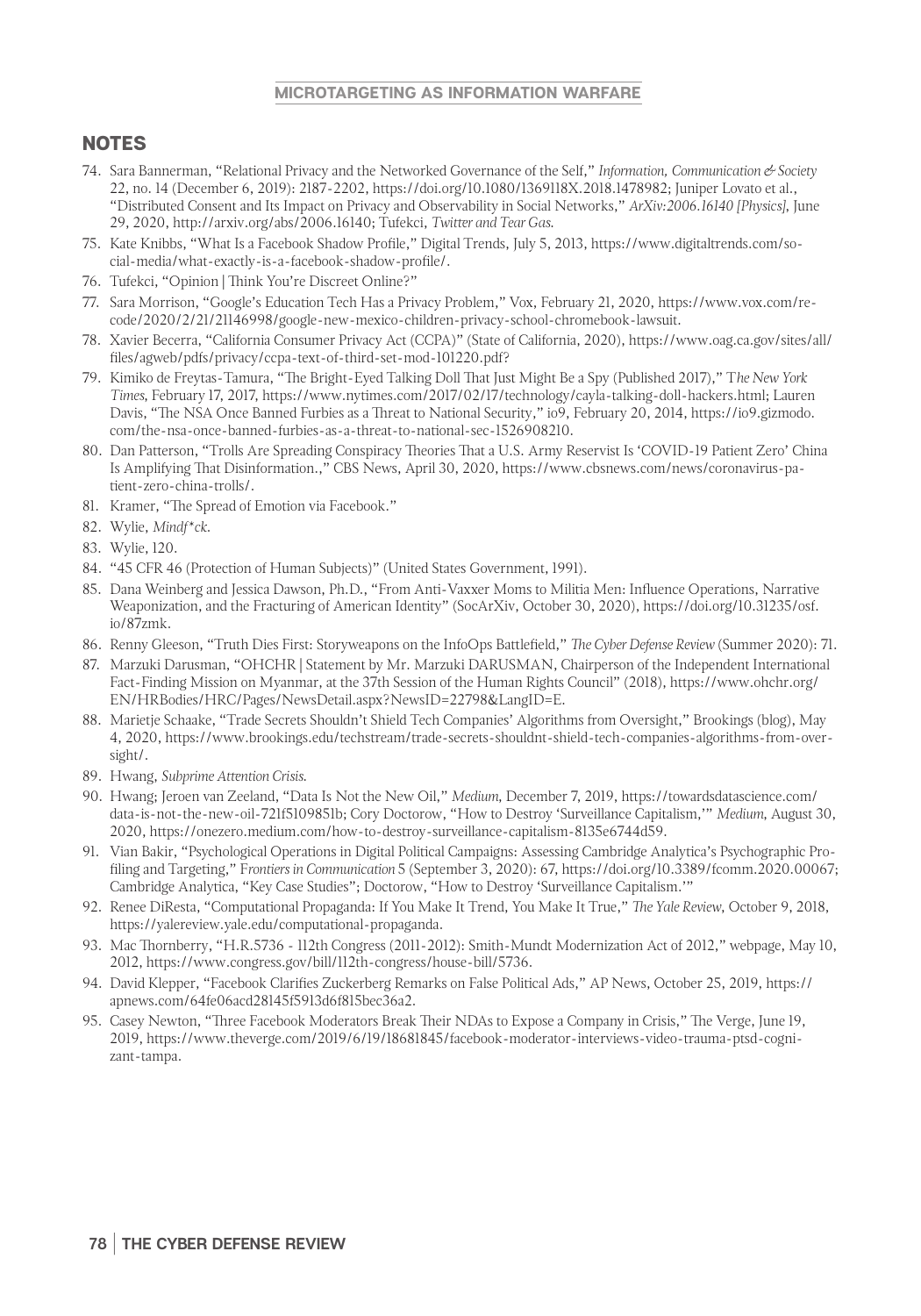## NOTES

74. Sara Bannerman, "Relational Privacy and the Networked Governance of the Self," *Information, Communication & Society* 22, no. 14 (December 6, 2019): 2187-2202, https://doi.org/10.1080/1369118X.2018.1478982; Juniper Lovato et al., "Distributed Consent and Its Impact on Privacy and Observability in Social Networks," *ArXiv:2006.16140 [Physics]*, June 29, 2020, http://arxiv.org/abs/2006.16140; Tufekci, *Twitter and Tear Gas*.
75. Kate Knibbs, "What Is a Facebook Shadow Profile," Digital Trends, July 5, 2013, https://www.digitaltrends.com/social-media/what-exactly-is-a-facebook-shadow-profile/.
76. Tufekci, "Opinion | Think You're Discreet Online?"
77. Sara Morrison, "Google's Education Tech Has a Privacy Problem," Vox, February 21, 2020, https://www.vox.com/recode/2020/2/21/21146998/google-new-mexico-children-privacy-school-chromebook-lawsuit.
78. Xavier Becerra, "California Consumer Privacy Act (CCPA)" (State of California, 2020), https://www.oag.ca.gov/sites/all/files/agweb/pdfs/privacy/ccpa-text-of-third-set-mod-101220.pdf?
79. Kimiko de Freytas-Tamura, "The Bright-Eyed Talking Doll That Just Might Be a Spy (Published 2017)," *The New York Times*, February 17, 2017, https://www.nytimes.com/2017/02/17/technology/cayla-talking-doll-hackers.html; Lauren Davis, "The NSA Once Banned Furbies as a Threat to National Security," io9, February 20, 2014, https://io9.gizmodo.com/the-nsa-once-banned-furbies-as-a-threat-to-national-sec-1526908210.
80. Dan Patterson, "Trolls Are Spreading Conspiracy Theories That a U.S. Army Reservist Is 'COVID-19 Patient Zero' China Is Amplifying That Disinformation.," CBS News, April 30, 2020, https://www.cbsnews.com/news/coronavirus-patient-zero-china-trolls/.
81. Kramer, "The Spread of Emotion via Facebook."
82. Wylie, *Mindf\*ck*.
83. Wylie, 120.
84. "45 CFR 46 (Protection of Human Subjects)" (United States Government, 1991).
85. Dana Weinberg and Jessica Dawson, Ph.D., "From Anti-Vaxxer Moms to Militia Men: Influence Operations, Narrative Weaponization, and the Fracturing of American Identity" (SocArXiv, October 30, 2020), https://doi.org/10.31235/osf.io/87zmk.
86. Renny Gleeson, "Truth Dies First: Storyweapons on the InfoOps Battlefield," *The Cyber Defense Review* (Summer 2020): 71.
87. Marzuki Darusman, "OHCHR | Statement by Mr. Marzuki DARUSMAN, Chairperson of the Independent International Fact-Finding Mission on Myanmar, at the 37th Session of the Human Rights Council" (2018), https://www.ohchr.org/EN/HRBodies/HRC/Pages/NewsDetail.aspx?NewsID=22798&LangID=E.
88. Marietje Schaake, "Trade Secrets Shouldn't Shield Tech Companies' Algorithms from Oversight," Brookings (blog), May 4, 2020, https://www.brookings.edu/techstream/trade-secrets-shouldnt-shield-tech-companies-algorithms-from-oversight/.
89. Hwang, *Subprime Attention Crisis*.
90. Hwang; Jeroen van Zeeland, "Data Is Not the New Oil," *Medium*, December 7, 2019, https://towardsdatascience.com/data-is-not-the-new-oil-721f5109851b; Cory Doctorow, "How to Destroy 'Surveillance Capitalism,'" *Medium*, August 30, 2020, https://onezero.medium.com/how-to-destroy-surveillance-capitalism-8135e6744d59.
91. Vian Bakir, "Psychological Operations in Digital Political Campaigns: Assessing Cambridge Analytica's Psychographic Profiling and Targeting," *Frontiers in Communication* 5 (September 3, 2020): 67, https://doi.org/10.3389/fcomm.2020.00067; Cambridge Analytica, "Key Case Studies"; Doctorow, "How to Destroy 'Surveillance Capitalism.'"
92. Renee DiResta, "Computational Propaganda: If You Make It Trend, You Make It True," *The Yale Review*, October 9, 2018, https://yalereview.yale.edu/computational-propaganda.
93. Mac Thornberry, "H.R.5736 - 112th Congress (2011-2012): Smith-Mundt Modernization Act of 2012," webpage, May 10, 2012, https://www.congress.gov/bill/112th-congress/house-bill/5736.
94. David Klepper, "Facebook Clarifies Zuckerberg Remarks on False Political Ads," AP News, October 25, 2019, https://apnews.com/64fe06acd28145f5913d6f815bec36a2.
95. Casey Newton, "Three Facebook Moderators Break Their NDAs to Expose a Company in Crisis," The Verge, June 19, 2019, https://www.theverge.com/2019/6/19/18681845/facebook-moderator-interviews-video-trauma-ptsd-cognizant-tampa.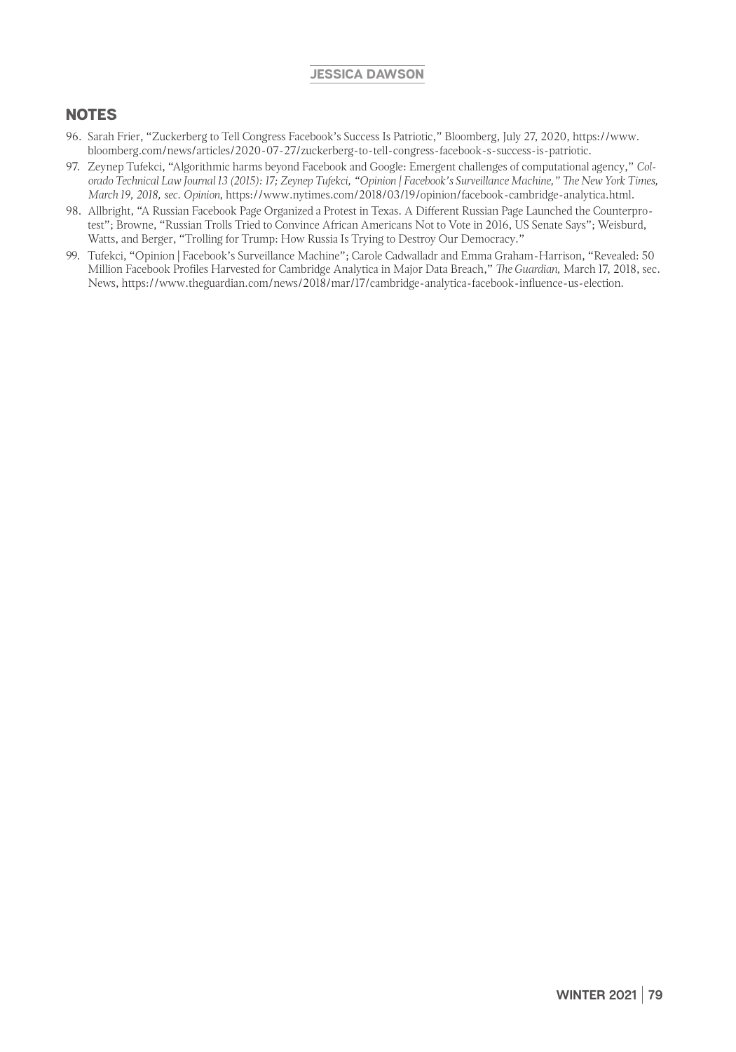## NOTES

96. Sarah Frier, "Zuckerberg to Tell Congress Facebook's Success Is Patriotic," Bloomberg, July 27, 2020, https://www.bloomberg.com/news/articles/2020-07-27/zuckerberg-to-tell-congress-facebook-s-success-is-patriotic.
97. Zeynep Tufekci, "Algorithmic harms beyond Facebook and Google: Emergent challenges of computational agency," *Colorado Technical Law Journal 13 (2015): 17; Zeynep Tufekci, "Opinion | Facebook's Surveillance Machine," The New York Times, March 19, 2018, sec. Opinion*, https://www.nytimes.com/2018/03/19/opinion/facebook-cambridge-analytica.html.
98. Allbright, "A Russian Facebook Page Organized a Protest in Texas. A Different Russian Page Launched the Counterprotest"; Browne, "Russian Trolls Tried to Convince African Americans Not to Vote in 2016, US Senate Says"; Weisburd, Watts, and Berger, "Trolling for Trump: How Russia Is Trying to Destroy Our Democracy."
99. Tufekci, "Opinion | Facebook's Surveillance Machine"; Carole Cadwalladr and Emma Graham-Harrison, "Revealed: 50 Million Facebook Profiles Harvested for Cambridge Analytica in Major Data Breach," *The Guardian,* March 17, 2018, sec. News, https://www.theguardian.com/news/2018/mar/17/cambridge-analytica-facebook-influence-us-election.